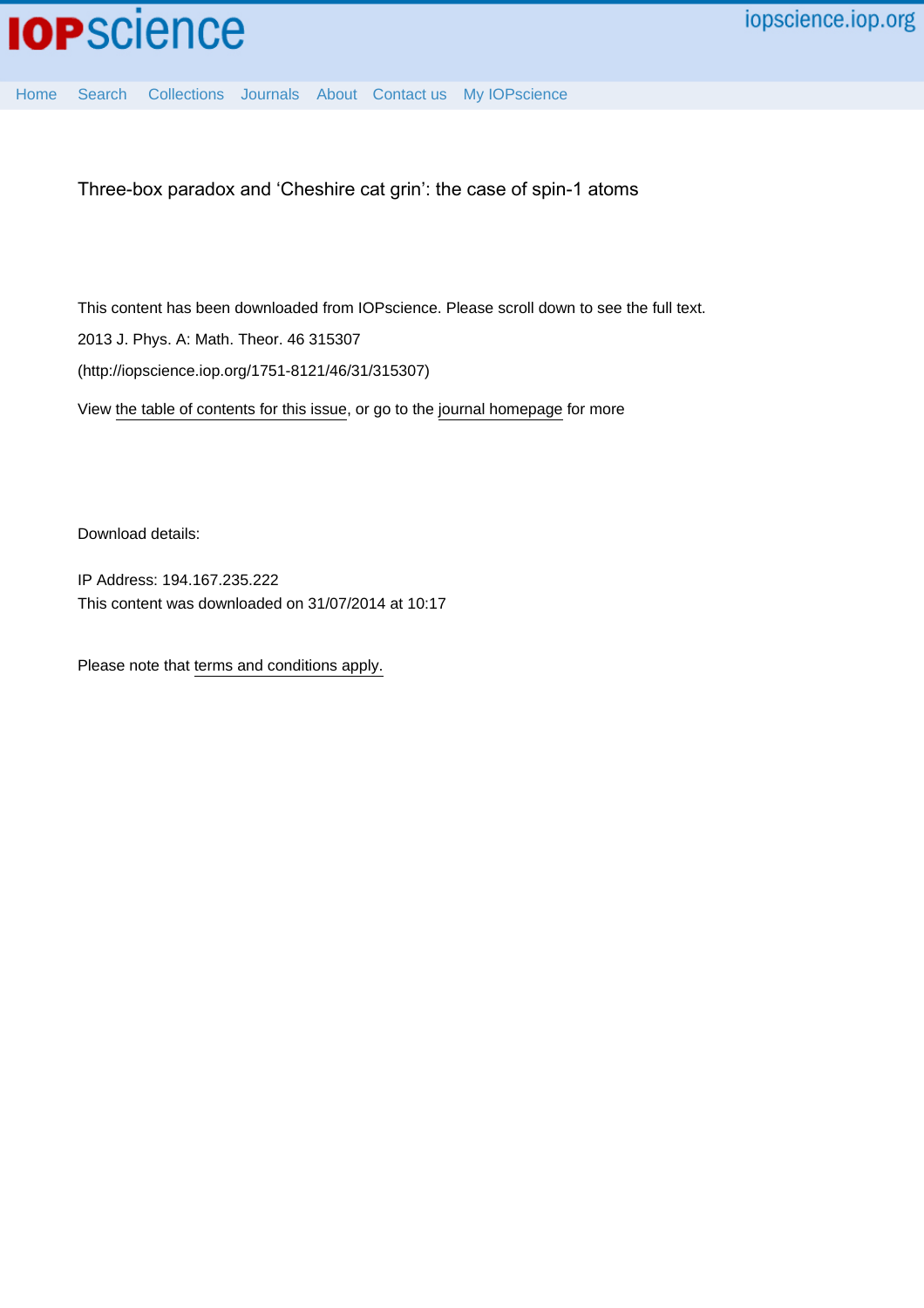IOPscience

iopscience.iop.org

Home Search Collections Journals About Contact us My IOPscience

# Three-box paradox and 'Cheshire cat grin': the case of spin-1 atoms

This content has been downloaded from IOPscience. Please scroll down to see the full text.

2013 J. Phys. A: Math. Theor. 46 315307

(http://iopscience.iop.org/1751-8121/46/31/315307)

View the table of contents for this issue, or go to the journal homepage for more

Download details:

IP Address: 194.167.235.222

This content was downloaded on 31/07/2014 at 10:17

Please note that terms and conditions apply.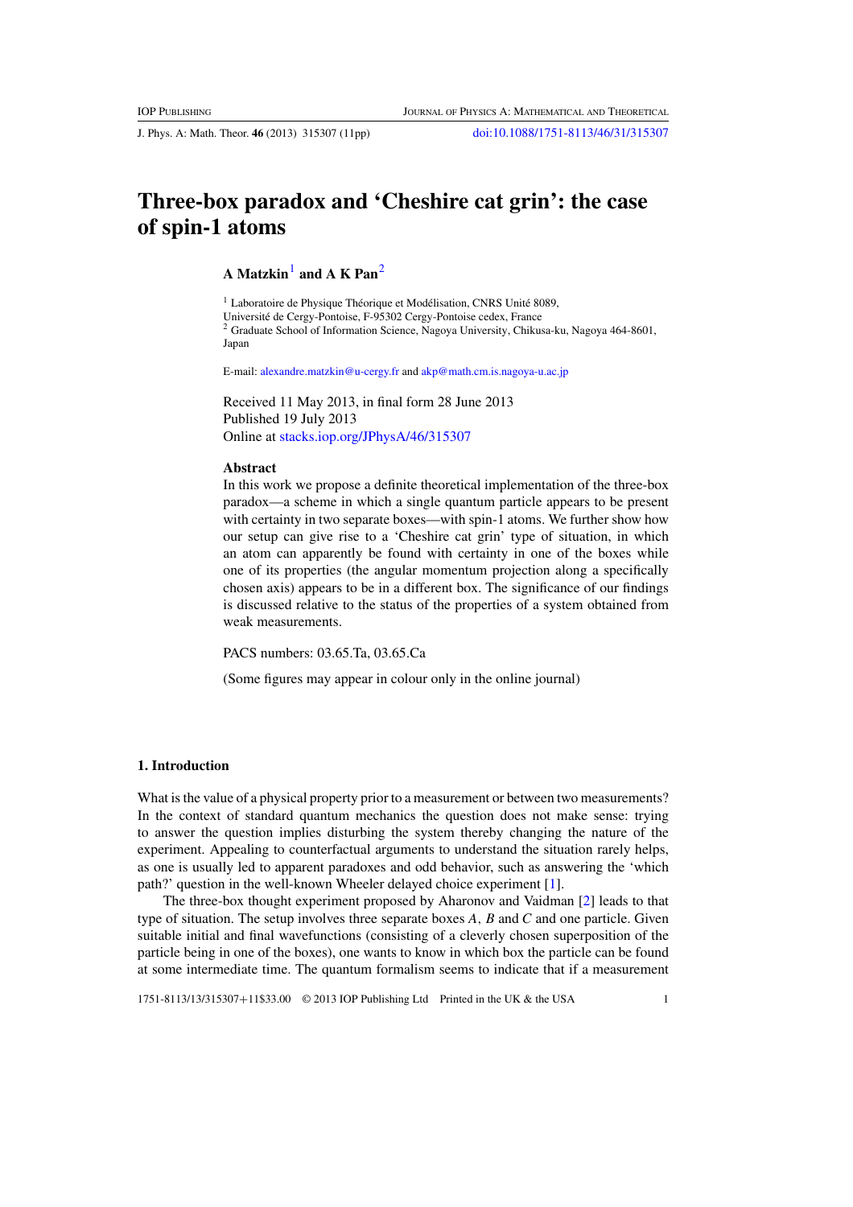# Three-box paradox and 'Cheshire cat grin': the case of spin-1 atoms

**A Matzkin**[1] **and A K Pan**[2]

[1] Laboratoire de Physique Théorique et Modélisation, CNRS Unité 8089, Université de Cergy-Pontoise, F-95302 Cergy-Pontoise cedex, France
[2] Graduate School of Information Science, Nagoya University, Chikusa-ku, Nagoya 464-8601, Japan

E-mail: alexandre.matzkin@u-cergy.fr and akp@math.cm.is.nagoya-u.ac.jp

Received 11 May 2013, in final form 28 June 2013
Published 19 July 2013
Online at stacks.iop.org/JPhysA/46/315307

### Abstract

In this work we propose a definite theoretical implementation of the three-box paradox—a scheme in which a single quantum particle appears to be present with certainty in two separate boxes—with spin-1 atoms. We further show how our setup can give rise to a 'Cheshire cat grin' type of situation, in which an atom can apparently be found with certainty in one of the boxes while one of its properties (the angular momentum projection along a specifically chosen axis) appears to be in a different box. The significance of our findings is discussed relative to the status of the properties of a system obtained from weak measurements.

PACS numbers: 03.65.Ta, 03.65.Ca

(Some figures may appear in colour only in the online journal)

## 1. Introduction

What is the value of a physical property prior to a measurement or between two measurements? In the context of standard quantum mechanics the question does not make sense: trying to answer the question implies disturbing the system thereby changing the nature of the experiment. Appealing to counterfactual arguments to understand the situation rarely helps, as one is usually led to apparent paradoxes and odd behavior, such as answering the 'which path?' question in the well-known Wheeler delayed choice experiment [1].

The three-box thought experiment proposed by Aharonov and Vaidman [2] leads to that type of situation. The setup involves three separate boxes $A$, $B$ and $C$ and one particle. Given suitable initial and final wavefunctions (consisting of a cleverly chosen superposition of the particle being in one of the boxes), one wants to know in which box the particle can be found at some intermediate time. The quantum formalism seems to indicate that if a measurement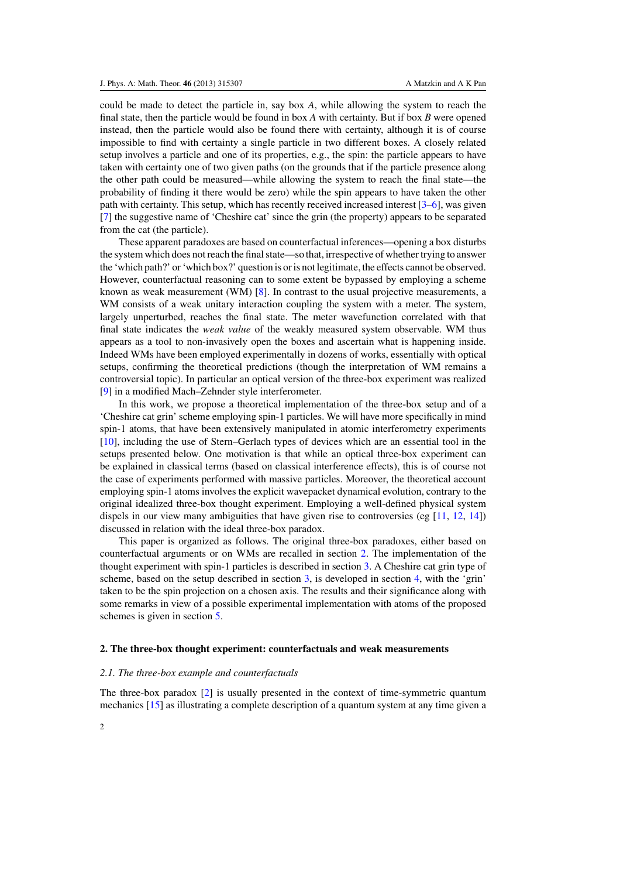could be made to detect the particle in, say box $A$, while allowing the system to reach the final state, then the particle would be found in box $A$ with certainty. But if box $B$ were opened instead, then the particle would also be found there with certainty, although it is of course impossible to find with certainty a single particle in two different boxes. A closely related setup involves a particle and one of its properties, e.g., the spin: the particle appears to have taken with certainty one of two given paths (on the grounds that if the particle presence along the other path could be measured—while allowing the system to reach the final state—the probability of finding it there would be zero) while the spin appears to have taken the other path with certainty. This setup, which has recently received increased interest [3–6], was given [7] the suggestive name of 'Cheshire cat' since the grin (the property) appears to be separated from the cat (the particle).

These apparent paradoxes are based on counterfactual inferences—opening a box disturbs the system which does not reach the final state—so that, irrespective of whether trying to answer the 'which path?' or 'which box?' question is or is not legitimate, the effects cannot be observed. However, counterfactual reasoning can to some extent be bypassed by employing a scheme known as weak measurement (WM) [8]. In contrast to the usual projective measurements, a WM consists of a weak unitary interaction coupling the system with a meter. The system, largely unperturbed, reaches the final state. The meter wavefunction correlated with that final state indicates the *weak value* of the weakly measured system observable. WM thus appears as a tool to non-invasively open the boxes and ascertain what is happening inside. Indeed WMs have been employed experimentally in dozens of works, essentially with optical setups, confirming the theoretical predictions (though the interpretation of WM remains a controversial topic). In particular an optical version of the three-box experiment was realized [9] in a modified Mach–Zehnder style interferometer.

In this work, we propose a theoretical implementation of the three-box setup and of a 'Cheshire cat grin' scheme employing spin-1 particles. We will have more specifically in mind spin-1 atoms, that have been extensively manipulated in atomic interferometry experiments [10], including the use of Stern–Gerlach types of devices which are an essential tool in the setups presented below. One motivation is that while an optical three-box experiment can be explained in classical terms (based on classical interference effects), this is of course not the case of experiments performed with massive particles. Moreover, the theoretical account employing spin-1 atoms involves the explicit wavepacket dynamical evolution, contrary to the original idealized three-box thought experiment. Employing a well-defined physical system dispels in our view many ambiguities that have given rise to controversies (eg [11, 12, 14]) discussed in relation with the ideal three-box paradox.

This paper is organized as follows. The original three-box paradoxes, either based on counterfactual arguments or on WMs are recalled in section 2. The implementation of the thought experiment with spin-1 particles is described in section 3. A Cheshire cat grin type of scheme, based on the setup described in section 3, is developed in section 4, with the 'grin' taken to be the spin projection on a chosen axis. The results and their significance along with some remarks in view of a possible experimental implementation with atoms of the proposed schemes is given in section 5.

## 2. The three-box thought experiment: counterfactuals and weak measurements

### 2.1. The three-box example and counterfactuals

The three-box paradox [2] is usually presented in the context of time-symmetric quantum mechanics [15] as illustrating a complete description of a quantum system at any time given a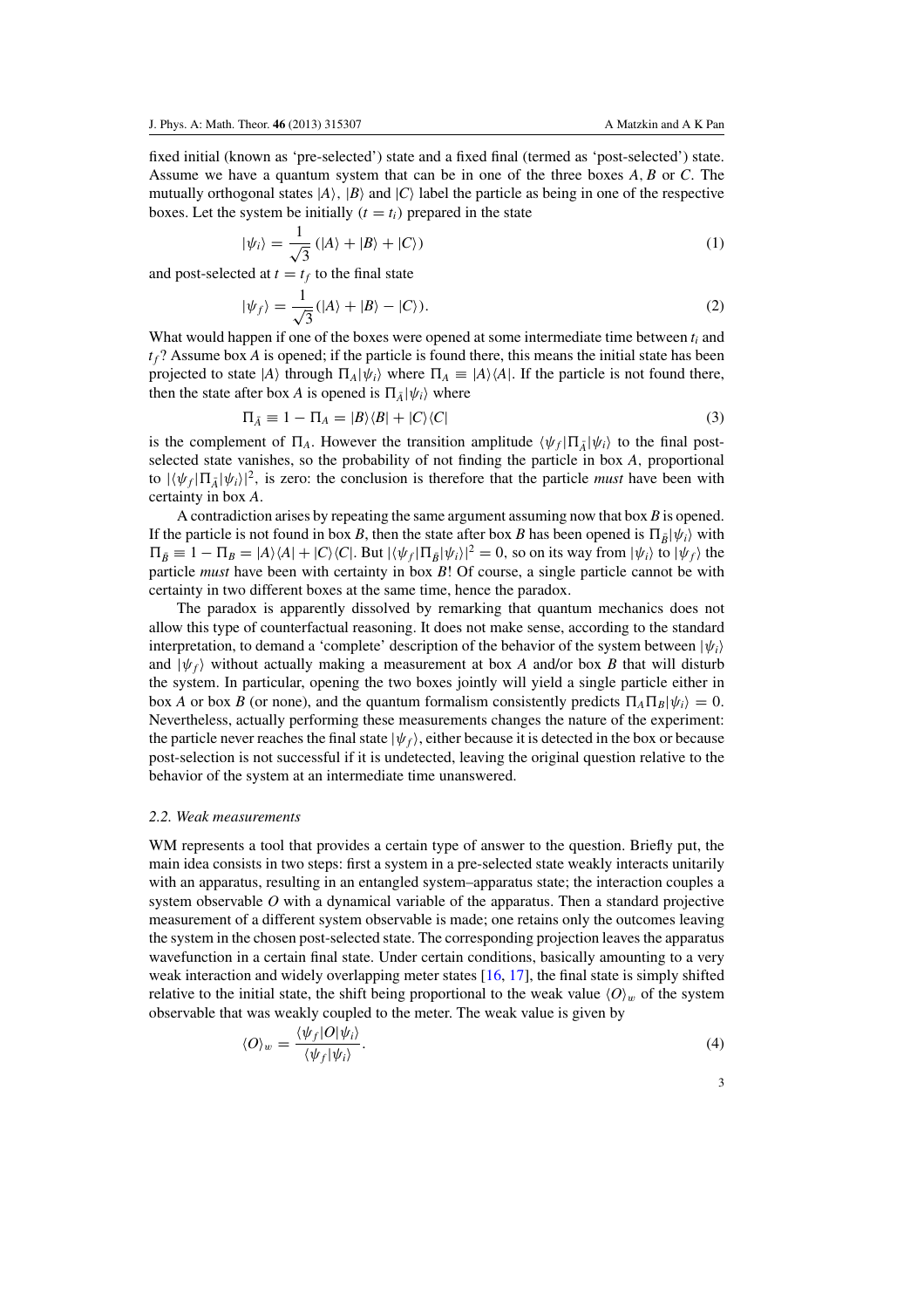fixed initial (known as 'pre-selected') state and a fixed final (termed as 'post-selected') state. Assume we have a quantum system that can be in one of the three boxes $A$, $B$ or $C$. The mutually orthogonal states $|A\rangle$, $|B\rangle$ and $|C\rangle$ label the particle as being in one of the respective boxes. Let the system be initially ($t = t_i$) prepared in the state

$$|\psi_i\rangle = \frac{1}{\sqrt{3}} (|A\rangle + |B\rangle + |C\rangle) \tag{1}$$

and post-selected at $t = t_f$ to the final state

$$|\psi_f\rangle = \frac{1}{\sqrt{3}} (|A\rangle + |B\rangle - |C\rangle). \tag{2}$$

What would happen if one of the boxes were opened at some intermediate time between $t_i$ and $t_f$? Assume box $A$ is opened; if the particle is found there, this means the initial state has been projected to state $|A\rangle$ through $\Pi_A|\psi_i\rangle$ where $\Pi_A \equiv |A\rangle\langle A|$. If the particle is not found there, then the state after box $A$ is opened is $\Pi_{\bar{A}}|\psi_i\rangle$ where

$$\Pi_{\bar{A}} \equiv 1 - \Pi_A = |B\rangle\langle B| + |C\rangle\langle C| \tag{3}$$

is the complement of $\Pi_A$. However the transition amplitude $\langle\psi_f|\Pi_{\bar{A}}|\psi_i\rangle$ to the final post-selected state vanishes, so the probability of not finding the particle in box $A$, proportional to $|\langle\psi_f|\Pi_{\bar{A}}|\psi_i\rangle|^2$, is zero: the conclusion is therefore that the particle *must* have been with certainty in box $A$.

A contradiction arises by repeating the same argument assuming now that box $B$ is opened. If the particle is not found in box $B$, then the state after box $B$ has been opened is $\Pi_{\bar{B}}|\psi_i\rangle$ with $\Pi_{\bar{B}} \equiv 1 - \Pi_B = |A\rangle\langle A| + |C\rangle\langle C|$. But $|\langle\psi_f|\Pi_{\bar{B}}|\psi_i\rangle|^2 = 0$, so on its way from $|\psi_i\rangle$ to $|\psi_f\rangle$ the particle *must* have been with certainty in box $B$! Of course, a single particle cannot be with certainty in two different boxes at the same time, hence the paradox.

The paradox is apparently dissolved by remarking that quantum mechanics does not allow this type of counterfactual reasoning. It does not make sense, according to the standard interpretation, to demand a 'complete' description of the behavior of the system between $|\psi_i\rangle$ and $|\psi_f\rangle$ without actually making a measurement at box $A$ and/or box $B$ that will disturb the system. In particular, opening the two boxes jointly will yield a single particle either in box $A$ or box $B$ (or none), and the quantum formalism consistently predicts $\Pi_A\Pi_B|\psi_i\rangle = 0$. Nevertheless, actually performing these measurements changes the nature of the experiment: the particle never reaches the final state $|\psi_f\rangle$, either because it is detected in the box or because post-selection is not successful if it is undetected, leaving the original question relative to the behavior of the system at an intermediate time unanswered.

### 2.2. Weak measurements

WM represents a tool that provides a certain type of answer to the question. Briefly put, the main idea consists in two steps: first a system in a pre-selected state weakly interacts unitarily with an apparatus, resulting in an entangled system–apparatus state; the interaction couples a system observable $O$ with a dynamical variable of the apparatus. Then a standard projective measurement of a different system observable is made; one retains only the outcomes leaving the system in the chosen post-selected state. The corresponding projection leaves the apparatus wavefunction in a certain final state. Under certain conditions, basically amounting to a very weak interaction and widely overlapping meter states [16, 17], the final state is simply shifted relative to the initial state, the shift being proportional to the weak value $\langle O\rangle_w$ of the system observable that was weakly coupled to the meter. The weak value is given by

$$\langle O\rangle_w = \frac{\langle\psi_f|O|\psi_i\rangle}{\langle\psi_f|\psi_i\rangle}. \tag{4}$$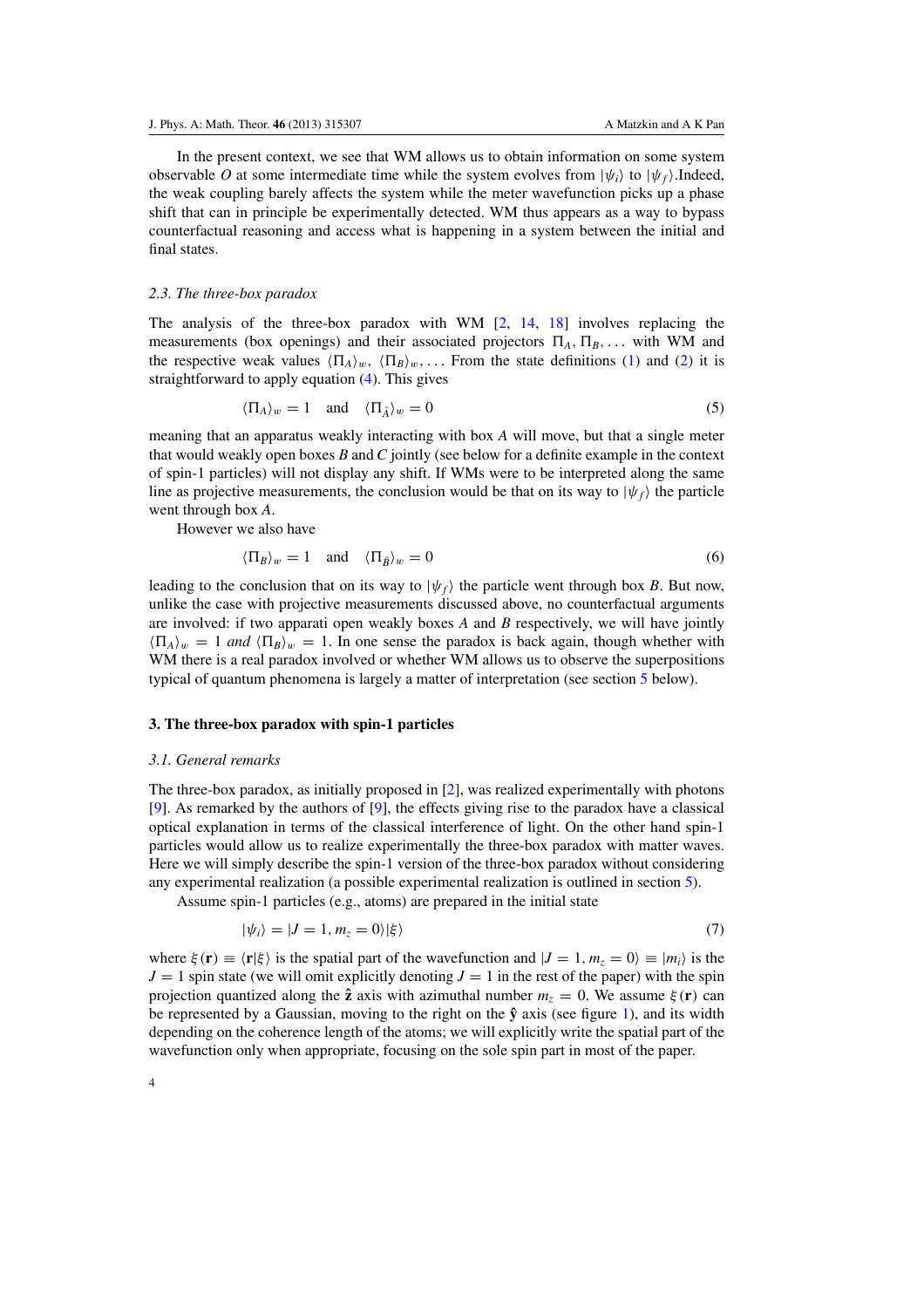In the present context, we see that WM allows us to obtain information on some system observable $O$ at some intermediate time while the system evolves from $|\psi_i\rangle$ to $|\psi_f\rangle$.Indeed, the weak coupling barely affects the system while the meter wavefunction picks up a phase shift that can in principle be experimentally detected. WM thus appears as a way to bypass counterfactual reasoning and access what is happening in a system between the initial and final states.

### 2.3. The three-box paradox

The analysis of the three-box paradox with WM [2, 14, 18] involves replacing the measurements (box openings) and their associated projectors $\Pi_A, \Pi_B, \ldots$ with WM and the respective weak values $\langle\Pi_A\rangle_w, \langle\Pi_B\rangle_w, \ldots$ From the state definitions (1) and (2) it is straightforward to apply equation (4). This gives

$$\langle\Pi_A\rangle_w = 1 \quad \text{and} \quad \langle\Pi_{\bar{A}}\rangle_w = 0 \tag{5}$$

meaning that an apparatus weakly interacting with box $A$ will move, but that a single meter that would weakly open boxes $B$ and $C$ jointly (see below for a definite example in the context of spin-1 particles) will not display any shift. If WMs were to be interpreted along the same line as projective measurements, the conclusion would be that on its way to $|\psi_f\rangle$ the particle went through box $A$.

However we also have

$$\langle\Pi_B\rangle_w = 1 \quad \text{and} \quad \langle\Pi_{\bar{B}}\rangle_w = 0 \tag{6}$$

leading to the conclusion that on its way to $|\psi_f\rangle$ the particle went through box $B$. But now, unlike the case with projective measurements discussed above, no counterfactual arguments are involved: if two apparati open weakly boxes $A$ and $B$ respectively, we will have jointly $\langle\Pi_A\rangle_w = 1$ *and* $\langle\Pi_B\rangle_w = 1$. In one sense the paradox is back again, though whether with WM there is a real paradox involved or whether WM allows us to observe the superpositions typical of quantum phenomena is largely a matter of interpretation (see section 5 below).

## 3. The three-box paradox with spin-1 particles

### 3.1. General remarks

The three-box paradox, as initially proposed in [2], was realized experimentally with photons [9]. As remarked by the authors of [9], the effects giving rise to the paradox have a classical optical explanation in terms of the classical interference of light. On the other hand spin-1 particles would allow us to realize experimentally the three-box paradox with matter waves. Here we will simply describe the spin-1 version of the three-box paradox without considering any experimental realization (a possible experimental realization is outlined in section 5).

Assume spin-1 particles (e.g., atoms) are prepared in the initial state

$$|\psi_i\rangle = |J = 1, m_z = 0\rangle|\xi\rangle \tag{7}$$

where $\xi(\mathbf{r}) \equiv \langle\mathbf{r}|\xi\rangle$ is the spatial part of the wavefunction and $|J = 1, m_z = 0\rangle \equiv |m_i\rangle$ is the $J = 1$ spin state (we will omit explicitly denoting $J = 1$ in the rest of the paper) with the spin projection quantized along the $\hat{\mathbf{z}}$ axis with azimuthal number $m_z = 0$. We assume $\xi(\mathbf{r})$ can be represented by a Gaussian, moving to the right on the $\hat{\mathbf{y}}$ axis (see figure 1), and its width depending on the coherence length of the atoms; we will explicitly write the spatial part of the wavefunction only when appropriate, focusing on the sole spin part in most of the paper.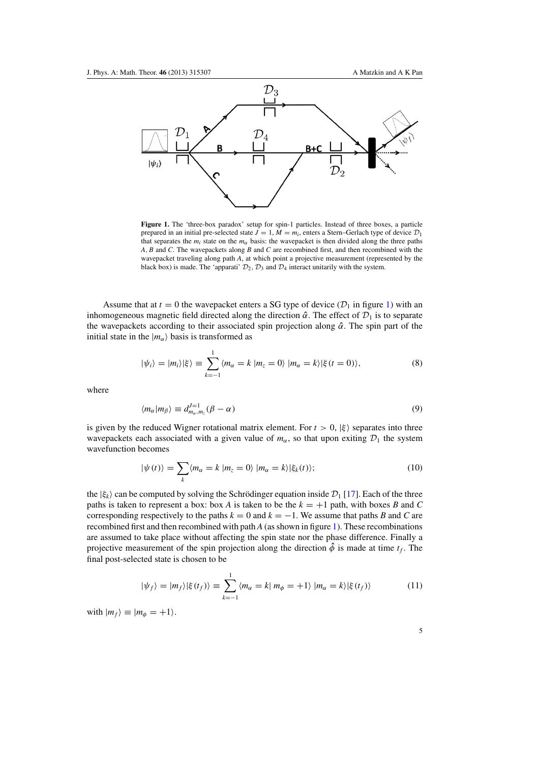**Figure 1.** The 'three-box paradox' setup for spin-1 particles. Instead of three boxes, a particle prepared in an initial pre-selected state $J = 1, M = m_i$, enters a Stern–Gerlach type of device $\mathcal{D}_1$ that separates the $m_i$ state on the $m_\alpha$ basis: the wavepacket is then divided along the three paths $A$, $B$ and $C$. The wavepackets along $B$ and $C$ are recombined first, and then recombined with the wavepacket traveling along path $A$, at which point a projective measurement (represented by the black box) is made. The 'apparati' $\mathcal{D}_2$, $\mathcal{D}_3$ and $\mathcal{D}_4$ interact unitarily with the system.

Assume that at $t = 0$ the wavepacket enters a SG type of device ($\mathcal{D}_1$ in figure 1) with an inhomogeneous magnetic field directed along the direction $\hat{\alpha}$. The effect of $\mathcal{D}_1$ is to separate the wavepackets according to their associated spin projection along $\hat{\alpha}$. The spin part of the initial state in the $|m_\alpha\rangle$ basis is transformed as

$$|\psi_i\rangle = |m_i\rangle|\xi\rangle \equiv \sum_{k=-1}^{1} \langle m_\alpha = k \,| m_z = 0\rangle \; |m_\alpha = k\rangle |\xi\,(t = 0)\rangle, \tag{8}$$

where

$$\langle m_\alpha | m_\beta \rangle \equiv d^{J=1}_{m_\alpha, m_z}(\beta - \alpha) \tag{9}$$

is given by the reduced Wigner rotational matrix element. For $t > 0$, $|\xi\rangle$ separates into three wavepackets each associated with a given value of $m_\alpha$, so that upon exiting $\mathcal{D}_1$ the system wavefunction becomes

$$|\psi\,(t)\rangle = \sum_k \langle m_\alpha = k \,| m_z = 0\rangle \; |m_\alpha = k\rangle |\xi_k(t)\rangle; \tag{10}$$

the $|\xi_k\rangle$ can be computed by solving the Schrödinger equation inside $\mathcal{D}_1$ [17]. Each of the three paths is taken to represent a box: box $A$ is taken to be the $k = +1$ path, with boxes $B$ and $C$ corresponding respectively to the paths $k = 0$ and $k = -1$. We assume that paths $B$ and $C$ are recombined first and then recombined with path $A$ (as shown in figure 1). These recombinations are assumed to take place without affecting the spin state nor the phase difference. Finally a projective measurement of the spin projection along the direction $\hat{\phi}$ is made at time $t_f$. The final post-selected state is chosen to be

$$|\psi_f\rangle = |m_f\rangle|\xi\,(t_f)\rangle \equiv \sum_{k=-1}^{1} \langle m_\alpha = k | \; m_\phi = +1\rangle \; |m_\alpha = k\rangle |\xi\,(t_f)\rangle \tag{11}$$

with $|m_f\rangle \equiv |m_\phi = +1\rangle$.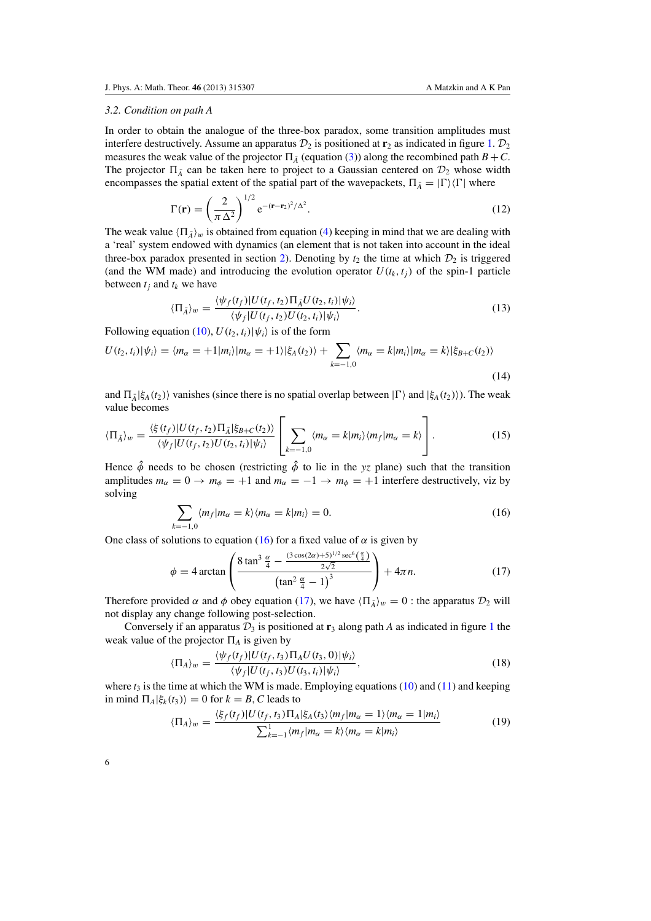### 3.2. Condition on path A

In order to obtain the analogue of the three-box paradox, some transition amplitudes must interfere destructively. Assume an apparatus $\mathcal{D}_2$ is positioned at $\mathbf{r}_2$ as indicated in figure 1. $\mathcal{D}_2$ measures the weak value of the projector $\Pi_{\bar{A}}$ (equation (3)) along the recombined path $B+C$. The projector $\Pi_{\bar{A}}$ can be taken here to project to a Gaussian centered on $\mathcal{D}_2$ whose width encompasses the spatial extent of the spatial part of the wavepackets, $\Pi_{\bar{A}} = |\Gamma\rangle\langle\Gamma|$ where

$$\Gamma(\mathbf{r}) = \left(\frac{2}{\pi\Delta^2}\right)^{1/2} \mathrm{e}^{-(\mathbf{r}-\mathbf{r}_2)^2/\Delta^2}. \tag{12}$$

The weak value $\langle\Pi_{\bar{A}}\rangle_w$ is obtained from equation (4) keeping in mind that we are dealing with a 'real' system endowed with dynamics (an element that is not taken into account in the ideal three-box paradox presented in section 2). Denoting by $t_2$ the time at which $\mathcal{D}_2$ is triggered (and the WM made) and introducing the evolution operator $U(t_k, t_j)$ of the spin-1 particle between $t_j$ and $t_k$ we have

$$\langle\Pi_{\bar{A}}\rangle_w = \frac{\langle\psi_f(t_f)|U(t_f,t_2)\Pi_{\bar{A}}U(t_2,t_i)|\psi_i\rangle}{\langle\psi_f|U(t_f,t_2)U(t_2,t_i)|\psi_i\rangle}. \tag{13}$$

Following equation (10), $U(t_2,t_i)|\psi_i\rangle$ is of the form

$$U(t_2,t_i)|\psi_i\rangle = \langle m_\alpha = +1|m_i\rangle|m_\alpha = +1\rangle|\xi_A(t_2)\rangle + \sum_{k=-1,0}\langle m_\alpha = k|m_i\rangle|m_\alpha = k\rangle|\xi_{B+C}(t_2)\rangle \tag{14}$$

and $\Pi_{\bar{A}}|\xi_A(t_2)\rangle$ vanishes (since there is no spatial overlap between $|\Gamma\rangle$ and $|\xi_A(t_2)\rangle$). The weak value becomes

$$\langle\Pi_{\bar{A}}\rangle_w = \frac{\langle\xi(t_f)|U(t_f,t_2)\Pi_{\bar{A}}|\xi_{B+C}(t_2)\rangle}{\langle\psi_f|U(t_f,t_2)U(t_2,t_i)|\psi_i\rangle}\left[\sum_{k=-1,0}\langle m_\alpha = k|m_i\rangle\langle m_f|m_\alpha = k\rangle\right]. \tag{15}$$

Hence $\hat{\phi}$ needs to be chosen (restricting $\hat{\phi}$ to lie in the $yz$ plane) such that the transition amplitudes $m_\alpha = 0 \to m_\phi = +1$ and $m_\alpha = -1 \to m_\phi = +1$ interfere destructively, viz by solving

$$\sum_{k=-1,0}\langle m_f|m_\alpha = k\rangle\langle m_\alpha = k|m_i\rangle = 0. \tag{16}$$

One class of solutions to equation (16) for a fixed value of $\alpha$ is given by

$$\phi = 4\arctan\left(\frac{8\tan^3\frac{\alpha}{4} - \frac{(3\cos(2\alpha)+5)^{1/2}\sec^6\left(\frac{\alpha}{4}\right)}{2\sqrt{2}}}{\left(\tan^2\frac{\alpha}{4}-1\right)^3}\right) + 4\pi n. \tag{17}$$

Therefore provided $\alpha$ and $\phi$ obey equation (17), we have $\langle\Pi_{\bar{A}}\rangle_w = 0$ : the apparatus $\mathcal{D}_2$ will not display any change following post-selection.

Conversely if an apparatus $\mathcal{D}_3$ is positioned at $\mathbf{r}_3$ along path $A$ as indicated in figure 1 the weak value of the projector $\Pi_A$ is given by

$$\langle\Pi_A\rangle_w = \frac{\langle\psi_f(t_f)|U(t_f,t_3)\Pi_A U(t_3,0)|\psi_i\rangle}{\langle\psi_f|U(t_f,t_3)U(t_3,t_i)|\psi_i\rangle}, \tag{18}$$

where $t_3$ is the time at which the WM is made. Employing equations (10) and (11) and keeping in mind $\Pi_A|\xi_k(t_3)\rangle = 0$ for $k = B, C$ leads to

$$\langle\Pi_A\rangle_w = \frac{\langle\xi_f(t_f)|U(t_f,t_3)\Pi_A|\xi_A(t_3)\langle m_f|m_\alpha = 1\rangle\langle m_\alpha = 1|m_i\rangle}{\sum_{k=-1}^{1}\langle m_f|m_\alpha = k\rangle\langle m_\alpha = k|m_i\rangle} \tag{19}$$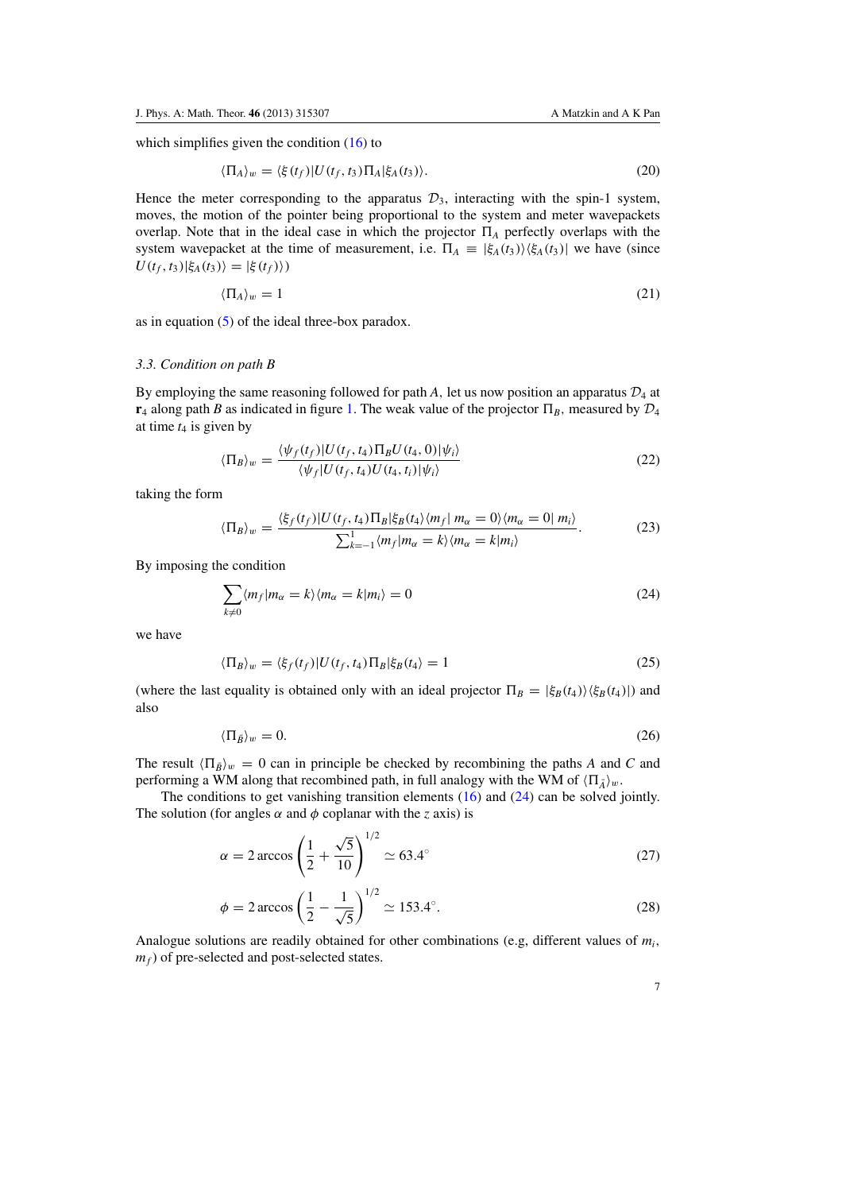which simplifies given the condition (16) to

$$\langle \Pi_A \rangle_w = \langle \xi(t_f) | U(t_f, t_3) \Pi_A | \xi_A(t_3) \rangle. \tag{20}$$

Hence the meter corresponding to the apparatus $\mathcal{D}_3$, interacting with the spin-1 system, moves, the motion of the pointer being proportional to the system and meter wavepackets overlap. Note that in the ideal case in which the projector $\Pi_A$ perfectly overlaps with the system wavepacket at the time of measurement, i.e. $\Pi_A \equiv |\xi_A(t_3)\rangle\langle \xi_A(t_3)|$ we have (since $U(t_f, t_3)|\xi_A(t_3)\rangle = |\xi(t_f)\rangle$)

$$\langle \Pi_A \rangle_w = 1 \tag{21}$$

as in equation (5) of the ideal three-box paradox.

### 3.3. Condition on path B

By employing the same reasoning followed for path $A$, let us now position an apparatus $\mathcal{D}_4$ at $\mathbf{r}_4$ along path $B$ as indicated in figure 1. The weak value of the projector $\Pi_B$, measured by $\mathcal{D}_4$ at time $t_4$ is given by

$$\langle \Pi_B \rangle_w = \frac{\langle \psi_f(t_f) | U(t_f, t_4) \Pi_B U(t_4, 0) | \psi_i \rangle}{\langle \psi_f | U(t_f, t_4) U(t_4, t_i) | \psi_i \rangle} \tag{22}$$

taking the form

$$\langle \Pi_B \rangle_w = \frac{\langle \xi_f(t_f) | U(t_f, t_4) \Pi_B | \xi_B(t_4) \rangle \langle m_f | \, m_\alpha = 0 \rangle \langle m_\alpha = 0 | \, m_i \rangle}{\sum_{k=-1}^{1} \langle m_f | m_\alpha = k \rangle \langle m_\alpha = k | m_i \rangle}. \tag{23}$$

By imposing the condition

$$\sum_{k \neq 0} \langle m_f | m_\alpha = k \rangle \langle m_\alpha = k | m_i \rangle = 0 \tag{24}$$

we have

$$\langle \Pi_B \rangle_w = \langle \xi_f(t_f) | U(t_f, t_4) \Pi_B | \xi_B(t_4) \rangle = 1 \tag{25}$$

(where the last equality is obtained only with an ideal projector $\Pi_B = |\xi_B(t_4)\rangle\langle \xi_B(t_4)|$) and also

$$\langle \Pi_{\bar{B}} \rangle_w = 0. \tag{26}$$

The result $\langle \Pi_{\bar{B}} \rangle_w = 0$ can in principle be checked by recombining the paths $A$ and $C$ and performing a WM along that recombined path, in full analogy with the WM of $\langle \Pi_{\bar{A}} \rangle_w$.

The conditions to get vanishing transition elements (16) and (24) can be solved jointly. The solution (for angles $\alpha$ and $\phi$ coplanar with the $z$ axis) is

$$\alpha = 2 \arccos \left( \frac{1}{2} + \frac{\sqrt{5}}{10} \right)^{1/2} \simeq 63.4^\circ \tag{27}$$

$$\phi = 2 \arccos \left( \frac{1}{2} - \frac{1}{\sqrt{5}} \right)^{1/2} \simeq 153.4^\circ. \tag{28}$$

Analogue solutions are readily obtained for other combinations (e.g, different values of $m_i$, $m_f$) of pre-selected and post-selected states.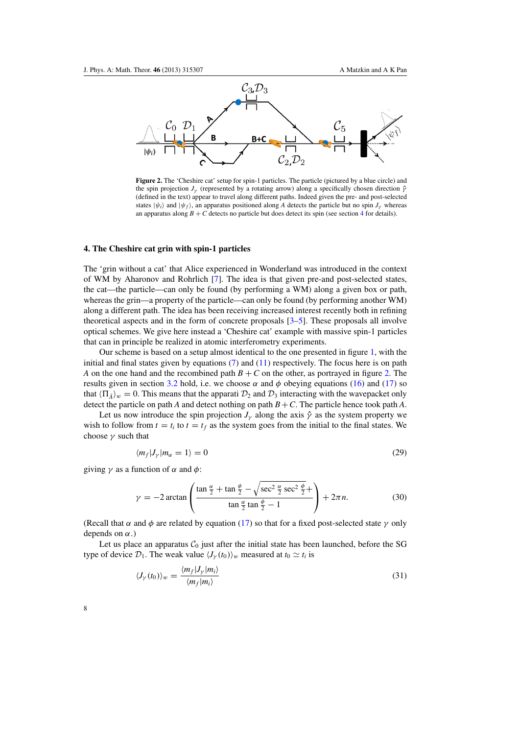**Figure 2.** The 'Cheshire cat' setup for spin-1 particles. The particle (pictured by a blue circle) and the spin projection $J_\gamma$ (represented by a rotating arrow) along a specifically chosen direction $\hat{\gamma}$ (defined in the text) appear to travel along different paths. Indeed given the pre- and post-selected states $|\psi_i\rangle$ and $|\psi_f\rangle$, an apparatus positioned along $A$ detects the particle but no spin $J_\gamma$ whereas an apparatus along $B + C$ detects no particle but does detect its spin (see section 4 for details).

## 4. The Cheshire cat grin with spin-1 particles

The 'grin without a cat' that Alice experienced in Wonderland was introduced in the context of WM by Aharonov and Rohrlich [7]. The idea is that given pre-and post-selected states, the cat—the particle—can only be found (by performing a WM) along a given box or path, whereas the grin—a property of the particle—can only be found (by performing another WM) along a different path. The idea has been receiving increased interest recently both in refining theoretical aspects and in the form of concrete proposals [3–5]. These proposals all involve optical schemes. We give here instead a 'Cheshire cat' example with massive spin-1 particles that can in principle be realized in atomic interferometry experiments.

Our scheme is based on a setup almost identical to the one presented in figure 1, with the initial and final states given by equations (7) and (11) respectively. The focus here is on path $A$ on the one hand and the recombined path $B + C$ on the other, as portrayed in figure 2. The results given in section 3.2 hold, i.e. we choose $\alpha$ and $\phi$ obeying equations (16) and (17) so that $\langle \Pi_{\bar{A}} \rangle_w = 0$. This means that the apparati $\mathcal{D}_2$ and $\mathcal{D}_3$ interacting with the wavepacket only detect the particle on path $A$ and detect nothing on path $B + C$. The particle hence took path $A$.

Let us now introduce the spin projection $J_\gamma$ along the axis $\hat{\gamma}$ as the system property we wish to follow from $t = t_i$ to $t = t_f$ as the system goes from the initial to the final states. We choose $\gamma$ such that

$$\langle m_f | J_\gamma | m_\alpha = 1 \rangle = 0 \tag{29}$$

giving $\gamma$ as a function of $\alpha$ and $\phi$:

$$\gamma = -2 \arctan \left( \frac{\tan \frac{\alpha}{2} + \tan \frac{\phi}{2} - \sqrt{\sec^2 \frac{\alpha}{2} \sec^2 \frac{\phi}{2} +}}{\tan \frac{\alpha}{2} \tan \frac{\phi}{2} - 1} \right) + 2\pi n. \tag{30}$$

(Recall that $\alpha$ and $\phi$ are related by equation (17) so that for a fixed post-selected state $\gamma$ only depends on $\alpha$.)

Let us place an apparatus $\mathcal{C}_0$ just after the initial state has been launched, before the SG type of device $\mathcal{D}_1$. The weak value $\langle J_\gamma (t_0) \rangle_w$ measured at $t_0 \simeq t_i$ is

$$\langle J_\gamma (t_0) \rangle_w = \frac{\langle m_f | J_\gamma | m_i \rangle}{\langle m_f | m_i \rangle} \tag{31}$$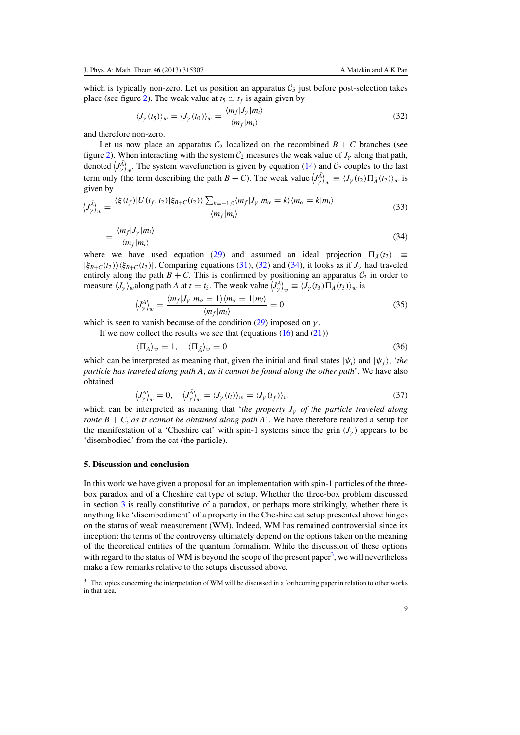which is typically non-zero. Let us position an apparatus $\mathcal{C}_5$ just before post-selection takes place (see figure 2). The weak value at $t_5 \simeq t_f$ is again given by

$$\langle J_\gamma(t_5)\rangle_w = \langle J_\gamma(t_0)\rangle_w = \frac{\langle m_f|J_\gamma|m_i\rangle}{\langle m_f|m_i\rangle} \tag{32}$$

and therefore non-zero.

Let us now place an apparatus $\mathcal{C}_2$ localized on the recombined $B+C$ branches (see figure 2). When interacting with the system $\mathcal{C}_2$ measures the weak value of $J_\gamma$ along that path, denoted $\langle J_\gamma^{\bar{A}}\rangle_w$. The system wavefunction is given by equation (14) and $\mathcal{C}_2$ couples to the last term only (the term describing the path $B+C$). The weak value $\langle J_\gamma^{\bar{A}}\rangle_w \equiv \langle J_\gamma(t_2)\Pi_{\bar{A}}(t_2)\rangle_w$ is given by

$$\langle J_\gamma^{\bar{A}}\rangle_w = \frac{\langle \xi(t_f)|U(t_f,t_2)|\xi_{B+C}(t_2)\rangle \sum_{k=-1,0}\langle m_f|J_\gamma|m_\alpha = k\rangle\langle m_\alpha = k|m_i\rangle}{\langle m_f|m_i\rangle} \tag{33}$$

$$= \frac{\langle m_f|J_\gamma|m_i\rangle}{\langle m_f|m_i\rangle} \tag{34}$$

where we have used equation (29) and assumed an ideal projection $\Pi_{\bar{A}}(t_2) \equiv |\xi_{B+C}(t_2)\rangle\langle\xi_{B+C}(t_2)|$. Comparing equations (31), (32) and (34), it looks as if $J_\gamma$ had traveled entirely along the path $B+C$. This is confirmed by positioning an apparatus $\mathcal{C}_3$ in order to measure $\langle J_\gamma\rangle_w$along path $A$ at $t=t_3$. The weak value $\langle J_\gamma^{A}\rangle_w \equiv \langle J_\gamma(t_3)\Pi_A(t_3)\rangle_w$ is

$$\langle J_\gamma^{A}\rangle_w = \frac{\langle m_f|J_\gamma|m_\alpha = 1\rangle\langle m_\alpha = 1|m_i\rangle}{\langle m_f|m_i\rangle} = 0 \tag{35}$$

which is seen to vanish because of the condition (29) imposed on $\gamma$.

If we now collect the results we see that (equations (16) and (21))

$$\langle \Pi_A\rangle_w = 1, \quad \langle \Pi_{\bar{A}}\rangle_w = 0 \tag{36}$$

which can be interpreted as meaning that, given the initial and final states $|\psi_i\rangle$ and $|\psi_f\rangle$, '*the particle has traveled along path A, as it cannot be found along the other path*'. We have also obtained

$$\langle J_\gamma^{A}\rangle_w = 0, \quad \langle J_\gamma^{\bar{A}}\rangle_w = \langle J_\gamma(t_i)\rangle_w = \langle J_\gamma(t_f)\rangle_w \tag{37}$$

which can be interpreted as meaning that '*the property $J_\gamma$ of the particle traveled along route $B+C$, as it cannot be obtained along path A*'. We have therefore realized a setup for the manifestation of a 'Cheshire cat' with spin-1 systems since the grin ($J_\gamma$) appears to be 'disembodied' from the cat (the particle).

## 5. Discussion and conclusion

In this work we have given a proposal for an implementation with spin-1 particles of the three-box paradox and of a Cheshire cat type of setup. Whether the three-box problem discussed in section 3 is really constitutive of a paradox, or perhaps more strikingly, whether there is anything like 'disembodiment' of a property in the Cheshire cat setup presented above hinges on the status of weak measurement (WM). Indeed, WM has remained controversial since its inception; the terms of the controversy ultimately depend on the options taken on the meaning of the theoretical entities of the quantum formalism. While the discussion of these options with regard to the status of WM is beyond the scope of the present paper[3], we will nevertheless make a few remarks relative to the setups discussed above.

[3] The topics concerning the interpretation of WM will be discussed in a forthcoming paper in relation to other works in that area.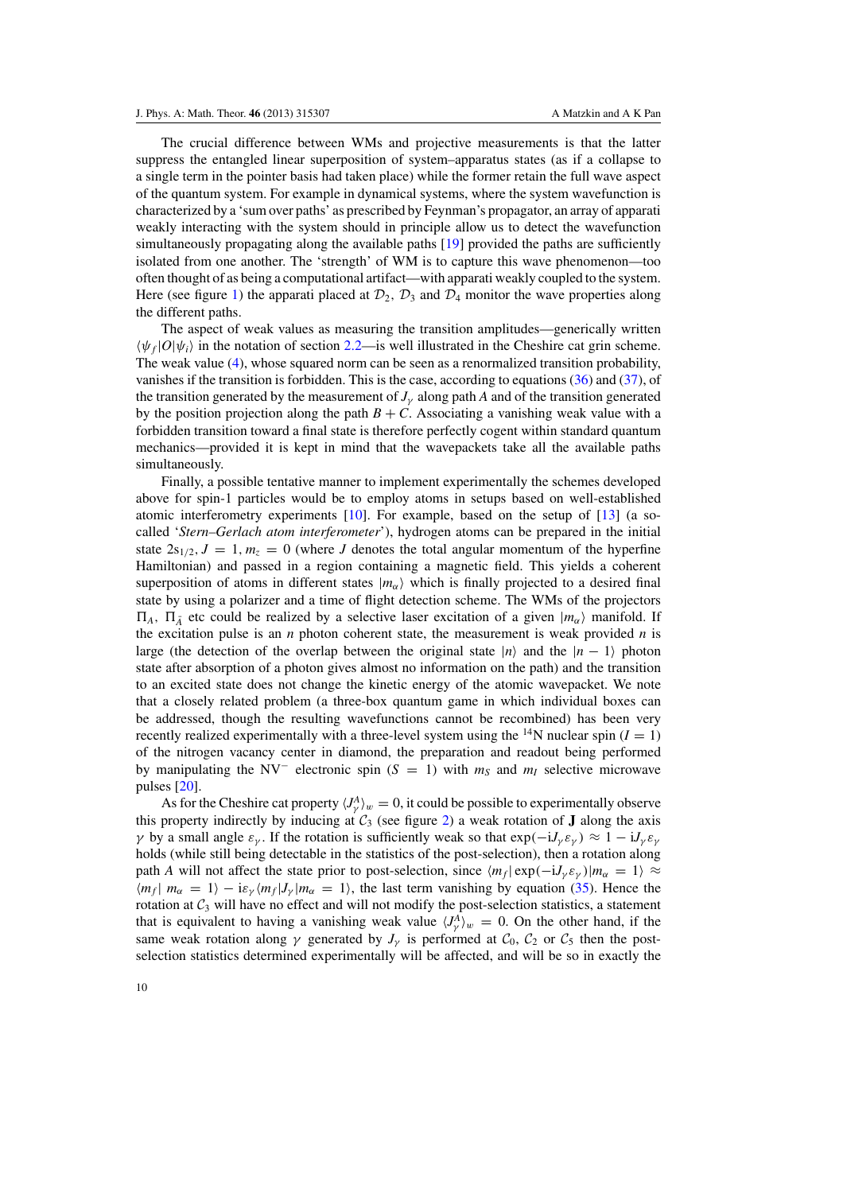The crucial difference between WMs and projective measurements is that the latter suppress the entangled linear superposition of system–apparatus states (as if a collapse to a single term in the pointer basis had taken place) while the former retain the full wave aspect of the quantum system. For example in dynamical systems, where the system wavefunction is characterized by a 'sum over paths' as prescribed by Feynman's propagator, an array of apparati weakly interacting with the system should in principle allow us to detect the wavefunction simultaneously propagating along the available paths [19] provided the paths are sufficiently isolated from one another. The 'strength' of WM is to capture this wave phenomenon—too often thought of as being a computational artifact—with apparati weakly coupled to the system. Here (see figure 1) the apparati placed at $\mathcal{D}_2$, $\mathcal{D}_3$ and $\mathcal{D}_4$ monitor the wave properties along the different paths.

The aspect of weak values as measuring the transition amplitudes—generically written $\langle\psi_f|O|\psi_i\rangle$ in the notation of section 2.2—is well illustrated in the Cheshire cat grin scheme. The weak value (4), whose squared norm can be seen as a renormalized transition probability, vanishes if the transition is forbidden. This is the case, according to equations (36) and (37), of the transition generated by the measurement of $J_\gamma$ along path $A$ and of the transition generated by the position projection along the path $B + C$. Associating a vanishing weak value with a forbidden transition toward a final state is therefore perfectly cogent within standard quantum mechanics—provided it is kept in mind that the wavepackets take all the available paths simultaneously.

Finally, a possible tentative manner to implement experimentally the schemes developed above for spin-1 particles would be to employ atoms in setups based on well-established atomic interferometry experiments [10]. For example, based on the setup of [13] (a so-called '*Stern–Gerlach atom interferometer*'), hydrogen atoms can be prepared in the initial state $2s_{1/2}, J = 1, m_z = 0$ (where $J$ denotes the total angular momentum of the hyperfine Hamiltonian) and passed in a region containing a magnetic field. This yields a coherent superposition of atoms in different states $|m_\alpha\rangle$ which is finally projected to a desired final state by using a polarizer and a time of flight detection scheme. The WMs of the projectors $\Pi_A$, $\Pi_{\widehat{A}}$ etc could be realized by a selective laser excitation of a given $|m_\alpha\rangle$ manifold. If the excitation pulse is an $n$ photon coherent state, the measurement is weak provided $n$ is large (the detection of the overlap between the original state $|n\rangle$ and the $|n-1\rangle$ photon state after absorption of a photon gives almost no information on the path) and the transition to an excited state does not change the kinetic energy of the atomic wavepacket. We note that a closely related problem (a three-box quantum game in which individual boxes can be addressed, though the resulting wavefunctions cannot be recombined) has been very recently realized experimentally with a three-level system using the $^{14}$N nuclear spin ($I = 1$) of the nitrogen vacancy center in diamond, the preparation and readout being performed by manipulating the NV$^-$ electronic spin ($S = 1$) with $m_S$ and $m_I$ selective microwave pulses [20].

As for the Cheshire cat property $\langle J_\gamma^A\rangle_w = 0$, it could be possible to experimentally observe this property indirectly by inducing at $\mathcal{C}_3$ (see figure 2) a weak rotation of $\mathbf{J}$ along the axis $\gamma$ by a small angle $\varepsilon_\gamma$. If the rotation is sufficiently weak so that $\exp(-iJ_\gamma\varepsilon_\gamma) \approx 1 - iJ_\gamma\varepsilon_\gamma$ holds (while still being detectable in the statistics of the post-selection), then a rotation along path $A$ will not affect the state prior to post-selection, since $\langle m_f|\exp(-iJ_\gamma\varepsilon_\gamma)|m_\alpha = 1\rangle \approx \langle m_f|\, m_\alpha = 1\rangle - i\varepsilon_\gamma\langle m_f|J_\gamma|m_\alpha = 1\rangle$, the last term vanishing by equation (35). Hence the rotation at $\mathcal{C}_3$ will have no effect and will not modify the post-selection statistics, a statement that is equivalent to having a vanishing weak value $\langle J_\gamma^A\rangle_w = 0$. On the other hand, if the same weak rotation along $\gamma$ generated by $J_\gamma$ is performed at $\mathcal{C}_0$, $\mathcal{C}_2$ or $\mathcal{C}_5$ then the post-selection statistics determined experimentally will be affected, and will be so in exactly the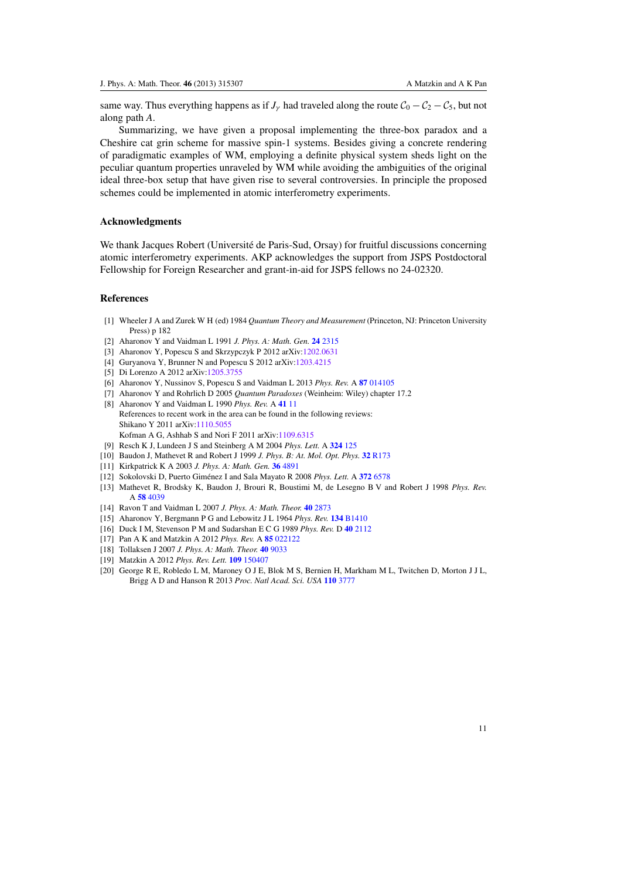same way. Thus everything happens as if $J_\gamma$ had traveled along the route $\mathcal{C}_0 - \mathcal{C}_2 - \mathcal{C}_5$, but not along path $A$.

Summarizing, we have given a proposal implementing the three-box paradox and a Cheshire cat grin scheme for massive spin-1 systems. Besides giving a concrete rendering of paradigmatic examples of WM, employing a definite physical system sheds light on the peculiar quantum properties unraveled by WM while avoiding the ambiguities of the original ideal three-box setup that have given rise to several controversies. In principle the proposed schemes could be implemented in atomic interferometry experiments.

### Acknowledgments

We thank Jacques Robert (Université de Paris-Sud, Orsay) for fruitful discussions concerning atomic interferometry experiments. AKP acknowledges the support from JSPS Postdoctoral Fellowship for Foreign Researcher and grant-in-aid for JSPS fellows no 24-02320.

### References

[1] Wheeler J A and Zurek W H (ed) 1984 *Quantum Theory and Measurement* (Princeton, NJ: Princeton University Press) p 182
[2] Aharonov Y and Vaidman L 1991 *J. Phys. A: Math. Gen.* **24** 2315
[3] Aharonov Y, Popescu S and Skrzypczyk P 2012 arXiv:1202.0631
[4] Guryanova Y, Brunner N and Popescu S 2012 arXiv:1203.4215
[5] Di Lorenzo A 2012 arXiv:1205.3755
[6] Aharonov Y, Nussinov S, Popescu S and Vaidman L 2013 *Phys. Rev.* A **87** 014105
[7] Aharonov Y and Rohrlich D 2005 *Quantum Paradoxes* (Weinheim: Wiley) chapter 17.2
[8] Aharonov Y and Vaidman L 1990 *Phys. Rev.* A **41** 11
References to recent work in the area can be found in the following reviews:
Shikano Y 2011 arXiv:1110.5055
Kofman A G, Ashhab S and Nori F 2011 arXiv:1109.6315
[9] Resch K J, Lundeen J S and Steinberg A M 2004 *Phys. Lett.* A **324** 125
[10] Baudon J, Mathevet R and Robert J 1999 *J. Phys. B: At. Mol. Opt. Phys.* **32** R173
[11] Kirkpatrick K A 2003 *J. Phys. A: Math. Gen.* **36** 4891
[12] Sokolovski D, Puerto Giménez I and Sala Mayato R 2008 *Phys. Lett.* A **372** 6578
[13] Mathevet R, Brodsky K, Baudon J, Brouri R, Boustimi M, de Lesegno B V and Robert J 1998 *Phys. Rev.* A **58** 4039
[14] Ravon T and Vaidman L 2007 *J. Phys. A: Math. Theor.* **40** 2873
[15] Aharonov Y, Bergmann P G and Lebowitz J L 1964 *Phys. Rev.* **134** B1410
[16] Duck I M, Stevenson P M and Sudarshan E C G 1989 *Phys. Rev.* D **40** 2112
[17] Pan A K and Matzkin A 2012 *Phys. Rev.* A **85** 022122
[18] Tollaksen J 2007 *J. Phys. A: Math. Theor.* **40** 9033
[19] Matzkin A 2012 *Phys. Rev. Lett.* **109** 150407
[20] George R E, Robledo L M, Maroney O J E, Blok M S, Bernien H, Markham M L, Twitchen D, Morton J J L, Brigg A D and Hanson R 2013 *Proc. Natl Acad. Sci. USA* **110** 3777